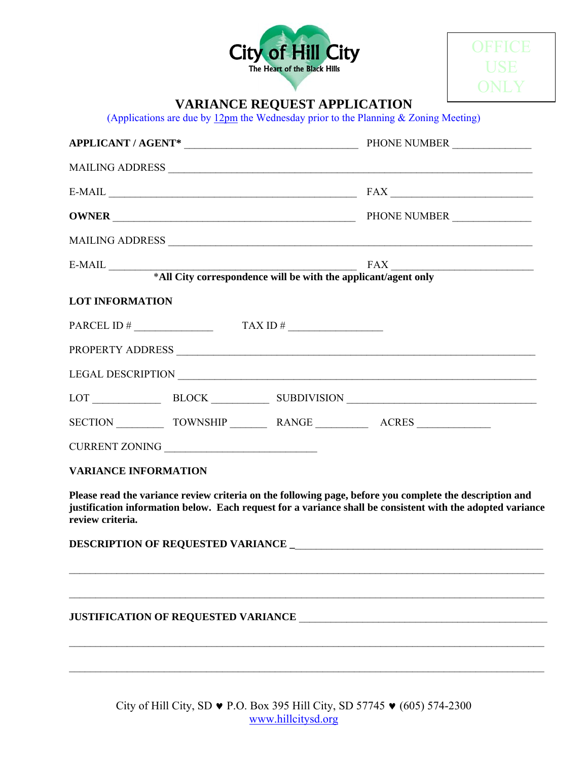City of Hill City
The Heart of the Black Hills

OFFICE USE ONLY

# VARIANCE REQUEST APPLICATION

(Applications are due by 12pm the Wednesday prior to the Planning & Zoning Meeting)

**APPLICANT / AGENT*** ________________________________ PHONE NUMBER ______________

MAILING ADDRESS ____________________________________________________________________

E-MAIL ______________________________________________ FAX __________________________

**OWNER** ____________________________________________ PHONE NUMBER ______________

MAILING ADDRESS ____________________________________________________________________

E-MAIL ______________________________________________ FAX __________________________

***All City correspondence will be with the applicant/agent only**

**LOT INFORMATION**

PARCEL ID # ______________ TAX ID # _________________

PROPERTY ADDRESS __________________________________________________________________

LEGAL DESCRIPTION _________________________________________________________________

LOT ____________ BLOCK __________ SUBDIVISION __________________________________

SECTION ________ TOWNSHIP _______ RANGE _________ ACRES _____________

CURRENT ZONING ____________________________

**VARIANCE INFORMATION**

**Please read the variance review criteria on the following page, before you complete the description and justification information below. Each request for a variance shall be consistent with the adopted variance review criteria.**

**DESCRIPTION OF REQUESTED VARIANCE** _____________________________________________

_____________________________________________________________________________________

_____________________________________________________________________________________

**JUSTIFICATION OF REQUESTED VARIANCE** ____________________________________________

_____________________________________________________________________________________

_____________________________________________________________________________________

City of Hill City, SD ♥ P.O. Box 395 Hill City, SD 57745 ♥ (605) 574-2300
www.hillcitysd.org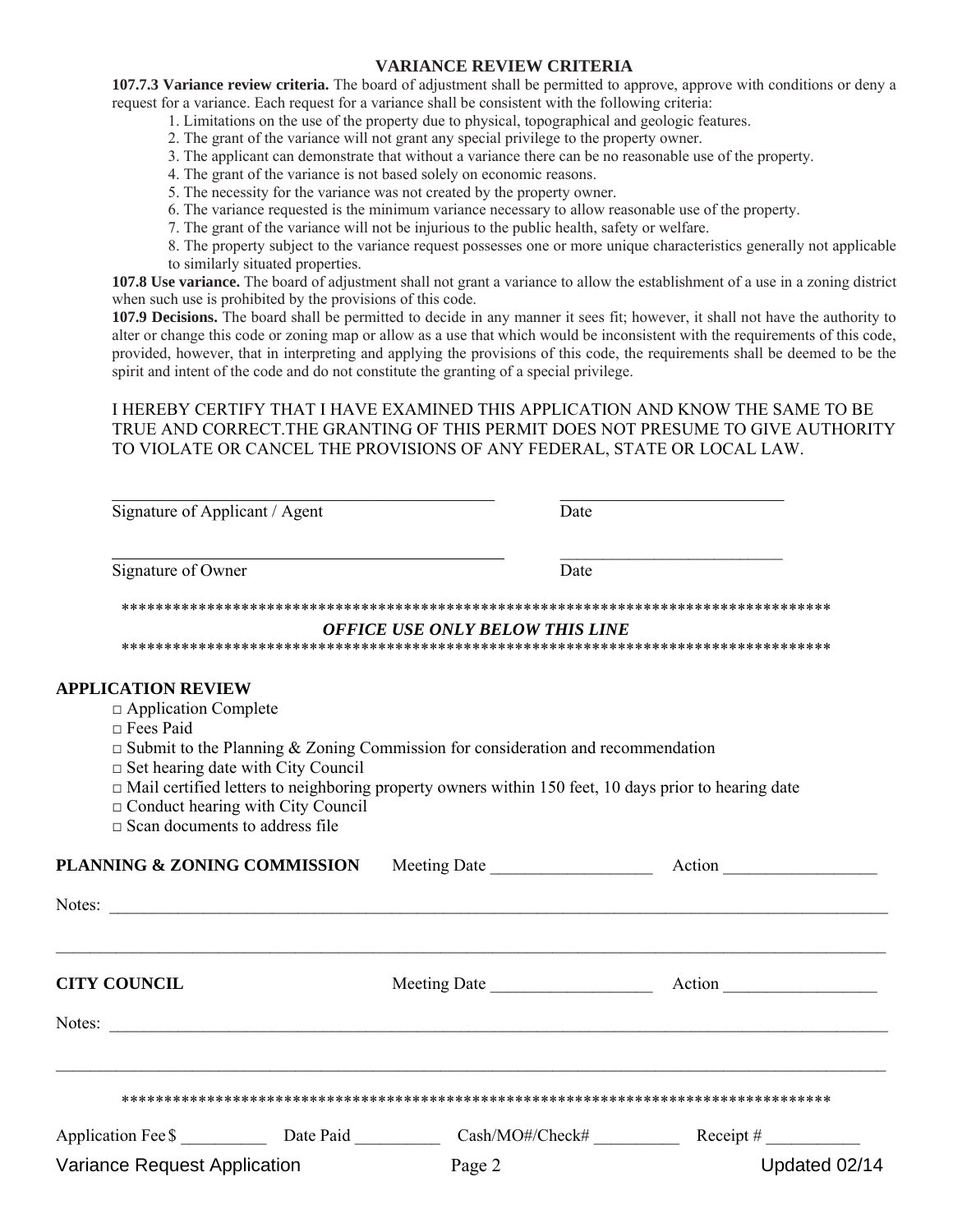## VARIANCE REVIEW CRITERIA

**107.7.3 Variance review criteria.** The board of adjustment shall be permitted to approve, approve with conditions or deny a request for a variance. Each request for a variance shall be consistent with the following criteria:

1. Limitations on the use of the property due to physical, topographical and geologic features.
2. The grant of the variance will not grant any special privilege to the property owner.
3. The applicant can demonstrate that without a variance there can be no reasonable use of the property.
4. The grant of the variance is not based solely on economic reasons.
5. The necessity for the variance was not created by the property owner.
6. The variance requested is the minimum variance necessary to allow reasonable use of the property.
7. The grant of the variance will not be injurious to the public health, safety or welfare.
8. The property subject to the variance request possesses one or more unique characteristics generally not applicable to similarly situated properties.

**107.8 Use variance.** The board of adjustment shall not grant a variance to allow the establishment of a use in a zoning district when such use is prohibited by the provisions of this code.

**107.9 Decisions.** The board shall be permitted to decide in any manner it sees fit; however, it shall not have the authority to alter or change this code or zoning map or allow as a use that which would be inconsistent with the requirements of this code, provided, however, that in interpreting and applying the provisions of this code, the requirements shall be deemed to be the spirit and intent of the code and do not constitute the granting of a special privilege.

I HEREBY CERTIFY THAT I HAVE EXAMINED THIS APPLICATION AND KNOW THE SAME TO BE TRUE AND CORRECT.THE GRANTING OF THIS PERMIT DOES NOT PRESUME TO GIVE AUTHORITY TO VIOLATE OR CANCEL THE PROVISIONS OF ANY FEDERAL, STATE OR LOCAL LAW.

_____________________________________________ __________________________

Signature of Applicant / Agent Date

_____________________________________________ __________________________

Signature of Owner Date

*************************************************************************************

***OFFICE USE ONLY BELOW THIS LINE***

*************************************************************************************

**APPLICATION REVIEW**

- □ Application Complete
- □ Fees Paid
- □ Submit to the Planning & Zoning Commission for consideration and recommendation
- □ Set hearing date with City Council
- □ Mail certified letters to neighboring property owners within 150 feet, 10 days prior to hearing date
- □ Conduct hearing with City Council
- □ Scan documents to address file

**PLANNING & ZONING COMMISSION** Meeting Date __________________ Action _________________

Notes: ____________________________________________________________________________________

______________________________________________________________________________________________

**CITY COUNCIL** Meeting Date __________________ Action _________________

Notes: ____________________________________________________________________________________

______________________________________________________________________________________________

*************************************************************************************

Application Fee $ __________ Date Paid __________ Cash/MO#/Check# __________ Receipt # ___________